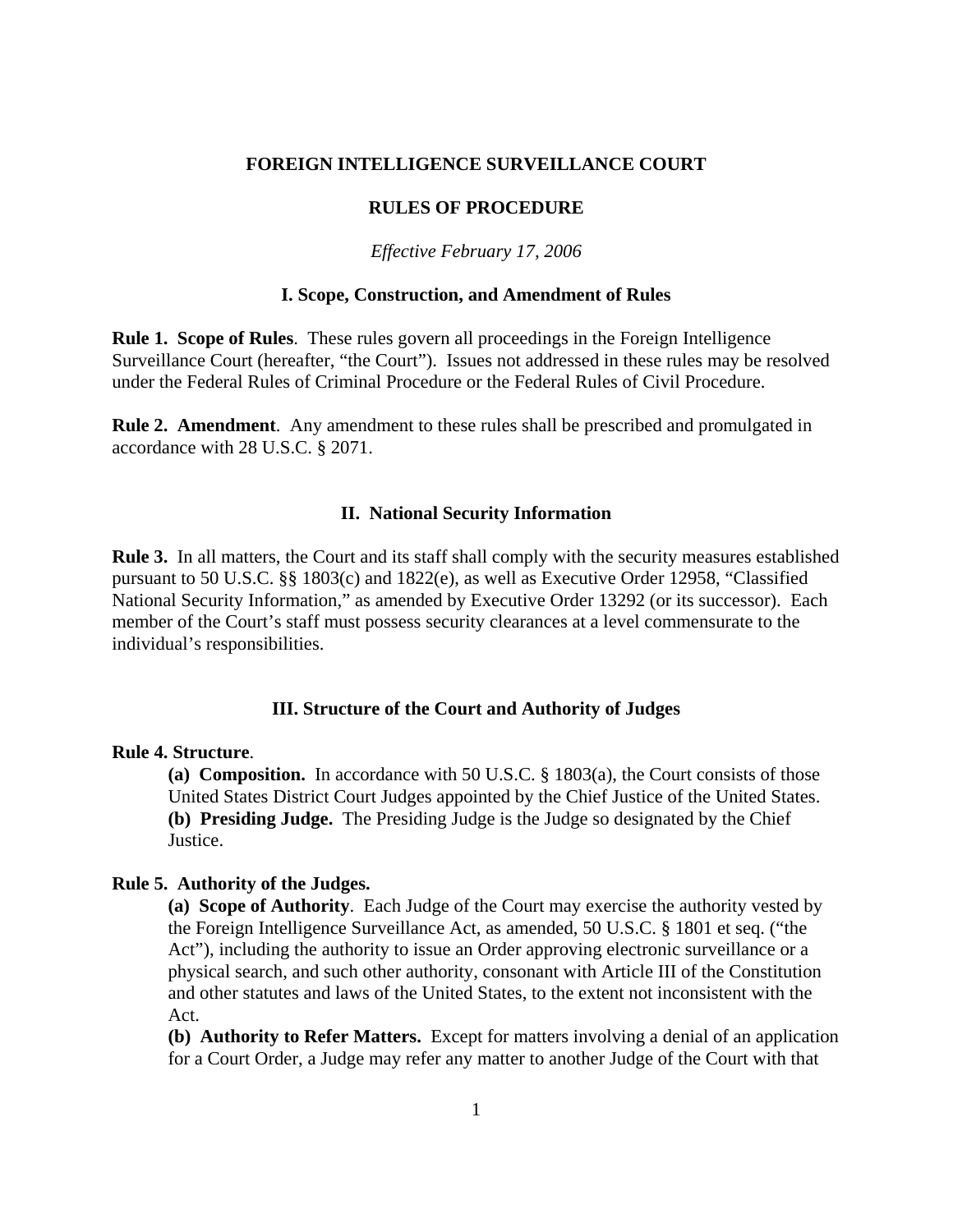# FOREIGN INTELLIGENCE SURVEILLANCE COURT

## RULES OF PROCEDURE

*Effective February 17, 2006*

### I. Scope, Construction, and Amendment of Rules

**Rule 1. Scope of Rules**. These rules govern all proceedings in the Foreign Intelligence Surveillance Court (hereafter, "the Court"). Issues not addressed in these rules may be resolved under the Federal Rules of Criminal Procedure or the Federal Rules of Civil Procedure.

**Rule 2. Amendment**. Any amendment to these rules shall be prescribed and promulgated in accordance with 28 U.S.C. § 2071.

### II. National Security Information

**Rule 3.** In all matters, the Court and its staff shall comply with the security measures established pursuant to 50 U.S.C. §§ 1803(c) and 1822(e), as well as Executive Order 12958, "Classified National Security Information," as amended by Executive Order 13292 (or its successor). Each member of the Court's staff must possess security clearances at a level commensurate to the individual's responsibilities.

### III. Structure of the Court and Authority of Judges

**Rule 4. Structure**.

> **(a) Composition.** In accordance with 50 U.S.C. § 1803(a), the Court consists of those United States District Court Judges appointed by the Chief Justice of the United States.
>
> **(b) Presiding Judge.** The Presiding Judge is the Judge so designated by the Chief Justice.

**Rule 5. Authority of the Judges.**

> **(a) Scope of Authority**. Each Judge of the Court may exercise the authority vested by the Foreign Intelligence Surveillance Act, as amended, 50 U.S.C. § 1801 et seq. ("the Act"), including the authority to issue an Order approving electronic surveillance or a physical search, and such other authority, consonant with Article III of the Constitution and other statutes and laws of the United States, to the extent not inconsistent with the Act.
>
> **(b) Authority to Refer Matters.** Except for matters involving a denial of an application for a Court Order, a Judge may refer any matter to another Judge of the Court with that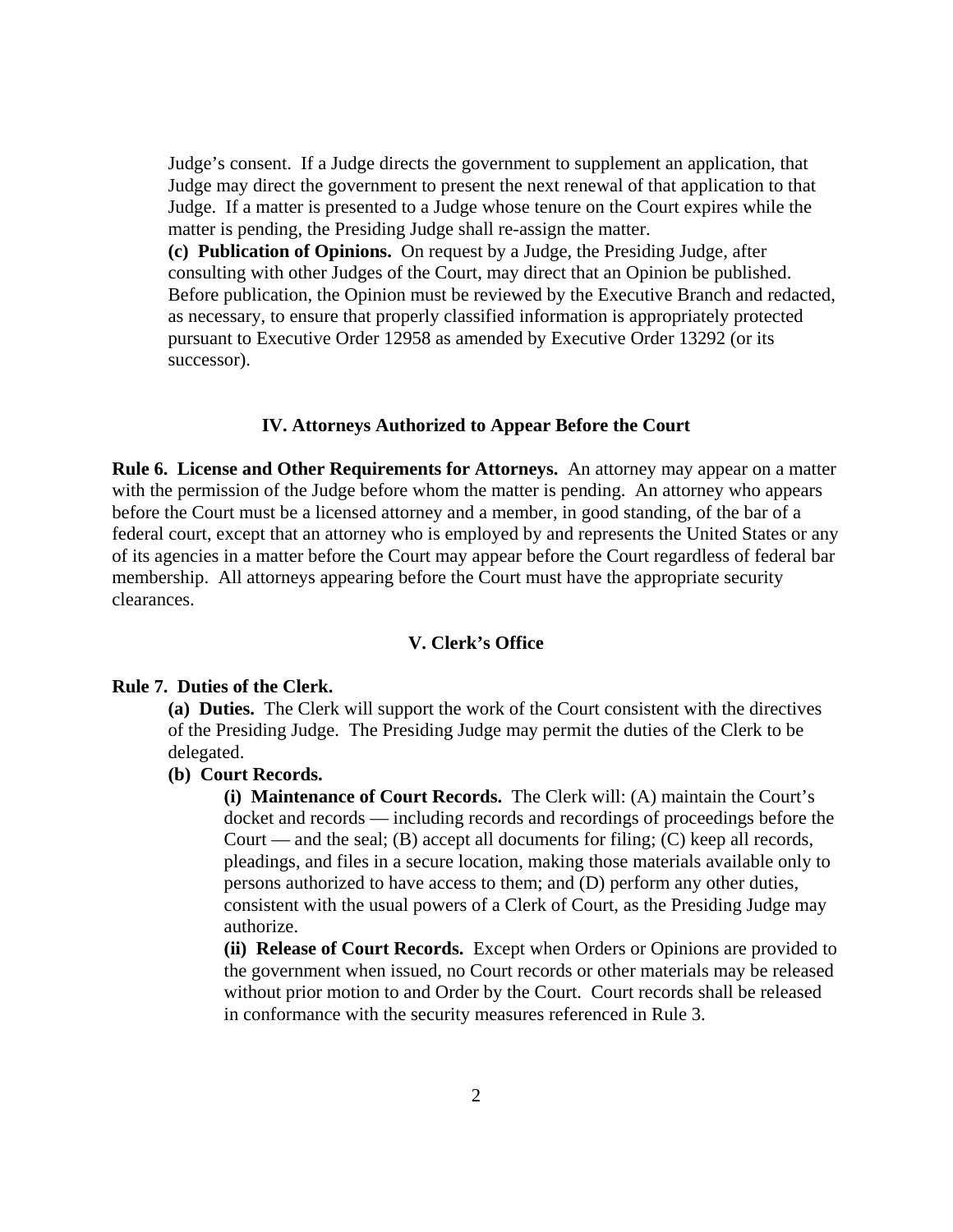Judge's consent. If a Judge directs the government to supplement an application, that Judge may direct the government to present the next renewal of that application to that Judge. If a matter is presented to a Judge whose tenure on the Court expires while the matter is pending, the Presiding Judge shall re-assign the matter.

**(c) Publication of Opinions.** On request by a Judge, the Presiding Judge, after consulting with other Judges of the Court, may direct that an Opinion be published. Before publication, the Opinion must be reviewed by the Executive Branch and redacted, as necessary, to ensure that properly classified information is appropriately protected pursuant to Executive Order 12958 as amended by Executive Order 13292 (or its successor).

## IV. Attorneys Authorized to Appear Before the Court

**Rule 6. License and Other Requirements for Attorneys.** An attorney may appear on a matter with the permission of the Judge before whom the matter is pending. An attorney who appears before the Court must be a licensed attorney and a member, in good standing, of the bar of a federal court, except that an attorney who is employed by and represents the United States or any of its agencies in a matter before the Court may appear before the Court regardless of federal bar membership. All attorneys appearing before the Court must have the appropriate security clearances.

## V. Clerk's Office

**Rule 7. Duties of the Clerk.**

**(a) Duties.** The Clerk will support the work of the Court consistent with the directives of the Presiding Judge. The Presiding Judge may permit the duties of the Clerk to be delegated.

**(b) Court Records.**

**(i) Maintenance of Court Records.** The Clerk will: (A) maintain the Court's docket and records — including records and recordings of proceedings before the Court — and the seal; (B) accept all documents for filing; (C) keep all records, pleadings, and files in a secure location, making those materials available only to persons authorized to have access to them; and (D) perform any other duties, consistent with the usual powers of a Clerk of Court, as the Presiding Judge may authorize.

**(ii) Release of Court Records.** Except when Orders or Opinions are provided to the government when issued, no Court records or other materials may be released without prior motion to and Order by the Court. Court records shall be released in conformance with the security measures referenced in Rule 3.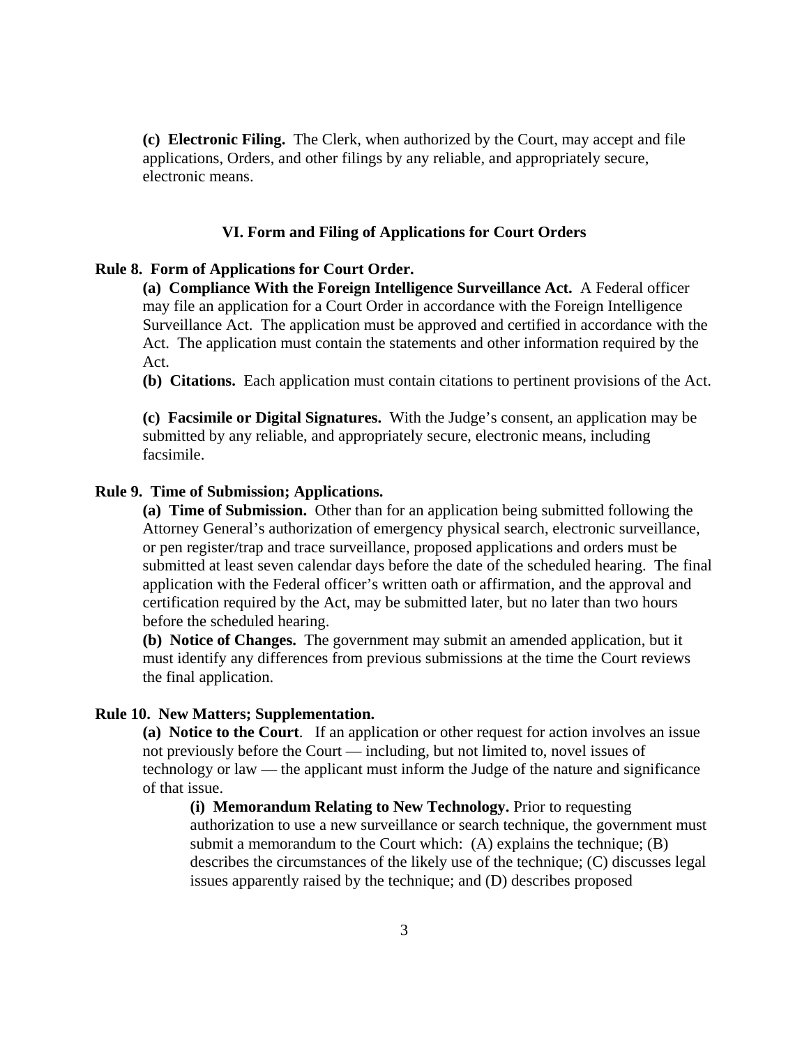**(c) Electronic Filing.** The Clerk, when authorized by the Court, may accept and file applications, Orders, and other filings by any reliable, and appropriately secure, electronic means.

## VI. Form and Filing of Applications for Court Orders

### Rule 8. Form of Applications for Court Order.

**(a) Compliance With the Foreign Intelligence Surveillance Act.** A Federal officer may file an application for a Court Order in accordance with the Foreign Intelligence Surveillance Act. The application must be approved and certified in accordance with the Act. The application must contain the statements and other information required by the Act.

**(b) Citations.** Each application must contain citations to pertinent provisions of the Act.

**(c) Facsimile or Digital Signatures.** With the Judge's consent, an application may be submitted by any reliable, and appropriately secure, electronic means, including facsimile.

### Rule 9. Time of Submission; Applications.

**(a) Time of Submission.** Other than for an application being submitted following the Attorney General's authorization of emergency physical search, electronic surveillance, or pen register/trap and trace surveillance, proposed applications and orders must be submitted at least seven calendar days before the date of the scheduled hearing. The final application with the Federal officer's written oath or affirmation, and the approval and certification required by the Act, may be submitted later, but no later than two hours before the scheduled hearing.

**(b) Notice of Changes.** The government may submit an amended application, but it must identify any differences from previous submissions at the time the Court reviews the final application.

### Rule 10. New Matters; Supplementation.

**(a) Notice to the Court**. If an application or other request for action involves an issue not previously before the Court — including, but not limited to, novel issues of technology or law — the applicant must inform the Judge of the nature and significance of that issue.

**(i) Memorandum Relating to New Technology.** Prior to requesting authorization to use a new surveillance or search technique, the government must submit a memorandum to the Court which: (A) explains the technique; (B) describes the circumstances of the likely use of the technique; (C) discusses legal issues apparently raised by the technique; and (D) describes proposed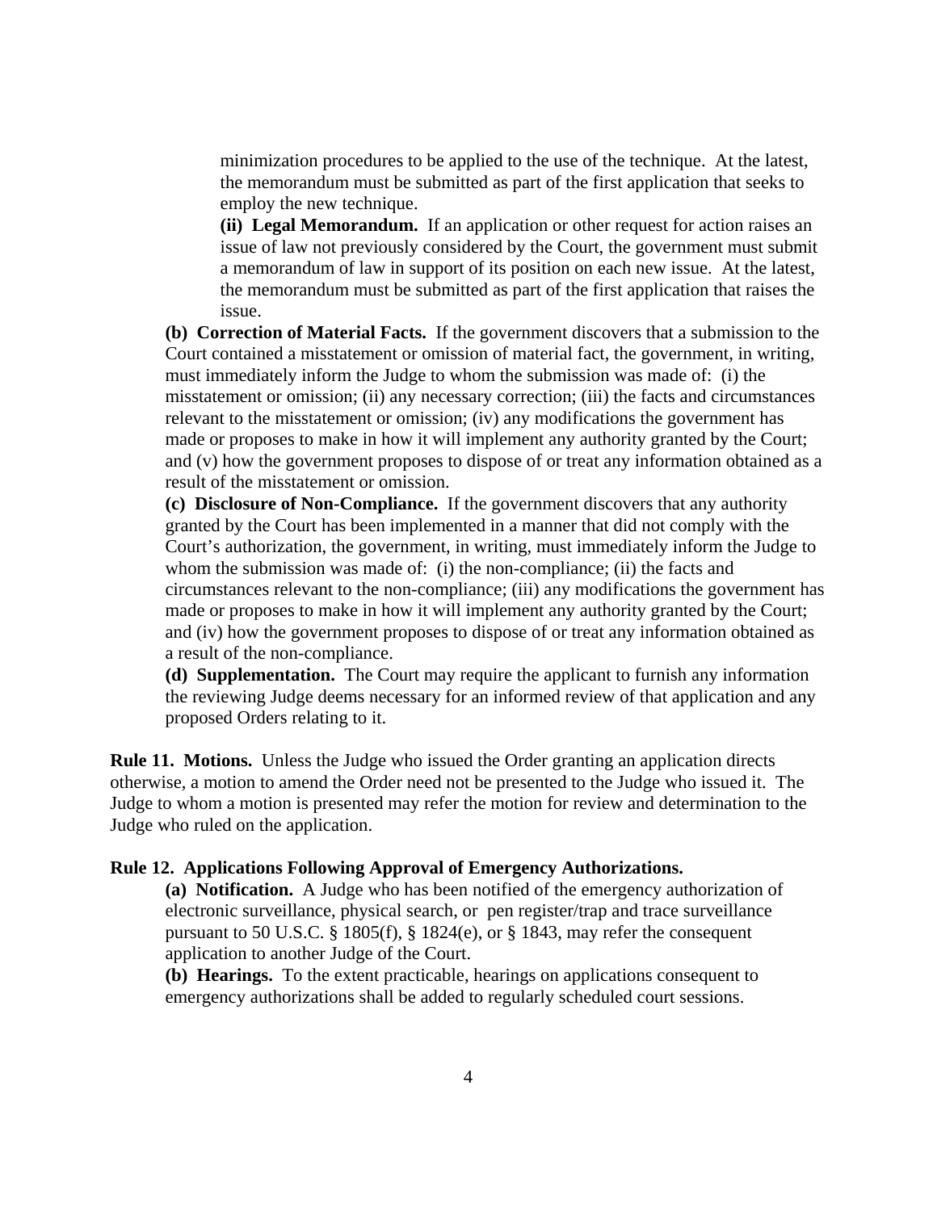minimization procedures to be applied to the use of the technique. At the latest, the memorandum must be submitted as part of the first application that seeks to employ the new technique.

**(ii) Legal Memorandum.** If an application or other request for action raises an issue of law not previously considered by the Court, the government must submit a memorandum of law in support of its position on each new issue. At the latest, the memorandum must be submitted as part of the first application that raises the issue.

**(b) Correction of Material Facts.** If the government discovers that a submission to the Court contained a misstatement or omission of material fact, the government, in writing, must immediately inform the Judge to whom the submission was made of: (i) the misstatement or omission; (ii) any necessary correction; (iii) the facts and circumstances relevant to the misstatement or omission; (iv) any modifications the government has made or proposes to make in how it will implement any authority granted by the Court; and (v) how the government proposes to dispose of or treat any information obtained as a result of the misstatement or omission.

**(c) Disclosure of Non-Compliance.** If the government discovers that any authority granted by the Court has been implemented in a manner that did not comply with the Court's authorization, the government, in writing, must immediately inform the Judge to whom the submission was made of: (i) the non-compliance; (ii) the facts and circumstances relevant to the non-compliance; (iii) any modifications the government has made or proposes to make in how it will implement any authority granted by the Court; and (iv) how the government proposes to dispose of or treat any information obtained as a result of the non-compliance.

**(d) Supplementation.** The Court may require the applicant to furnish any information the reviewing Judge deems necessary for an informed review of that application and any proposed Orders relating to it.

**Rule 11. Motions.** Unless the Judge who issued the Order granting an application directs otherwise, a motion to amend the Order need not be presented to the Judge who issued it. The Judge to whom a motion is presented may refer the motion for review and determination to the Judge who ruled on the application.

**Rule 12. Applications Following Approval of Emergency Authorizations.**

**(a) Notification.** A Judge who has been notified of the emergency authorization of electronic surveillance, physical search, or pen register/trap and trace surveillance pursuant to 50 U.S.C. § 1805(f), § 1824(e), or § 1843, may refer the consequent application to another Judge of the Court.

**(b) Hearings.** To the extent practicable, hearings on applications consequent to emergency authorizations shall be added to regularly scheduled court sessions.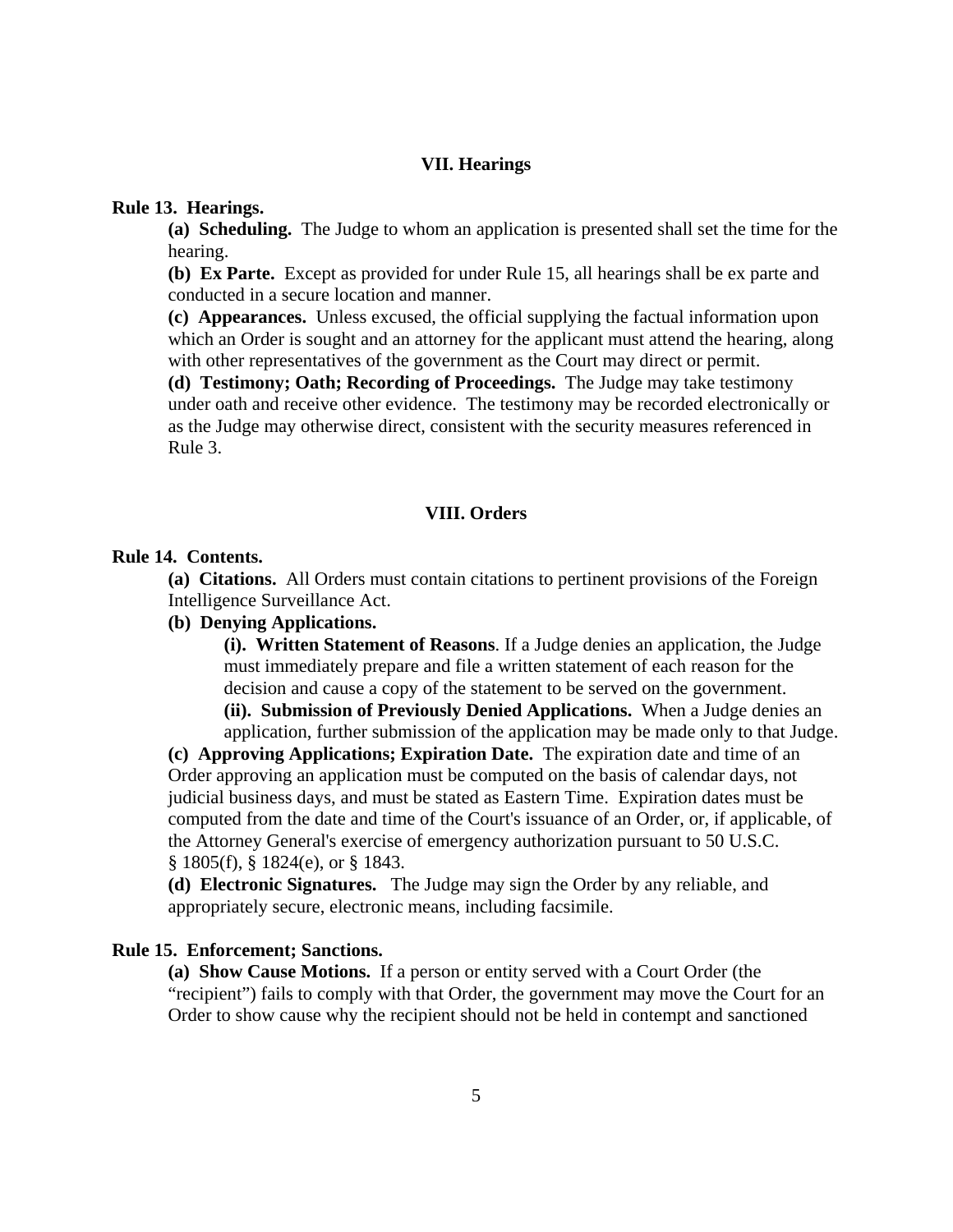## VII. Hearings

**Rule 13. Hearings.**

**(a) Scheduling.** The Judge to whom an application is presented shall set the time for the hearing.

**(b) Ex Parte.** Except as provided for under Rule 15, all hearings shall be ex parte and conducted in a secure location and manner.

**(c) Appearances.** Unless excused, the official supplying the factual information upon which an Order is sought and an attorney for the applicant must attend the hearing, along with other representatives of the government as the Court may direct or permit.

**(d) Testimony; Oath; Recording of Proceedings.** The Judge may take testimony under oath and receive other evidence. The testimony may be recorded electronically or as the Judge may otherwise direct, consistent with the security measures referenced in Rule 3.

## VIII. Orders

**Rule 14. Contents.**

**(a) Citations.** All Orders must contain citations to pertinent provisions of the Foreign Intelligence Surveillance Act.

**(b) Denying Applications.**

**(i). Written Statement of Reasons**. If a Judge denies an application, the Judge must immediately prepare and file a written statement of each reason for the decision and cause a copy of the statement to be served on the government.

**(ii). Submission of Previously Denied Applications.** When a Judge denies an application, further submission of the application may be made only to that Judge.

**(c) Approving Applications; Expiration Date.** The expiration date and time of an Order approving an application must be computed on the basis of calendar days, not judicial business days, and must be stated as Eastern Time. Expiration dates must be computed from the date and time of the Court's issuance of an Order, or, if applicable, of the Attorney General's exercise of emergency authorization pursuant to 50 U.S.C. § 1805(f), § 1824(e), or § 1843.

**(d) Electronic Signatures.** The Judge may sign the Order by any reliable, and appropriately secure, electronic means, including facsimile.

**Rule 15. Enforcement; Sanctions.**

**(a) Show Cause Motions.** If a person or entity served with a Court Order (the "recipient") fails to comply with that Order, the government may move the Court for an Order to show cause why the recipient should not be held in contempt and sanctioned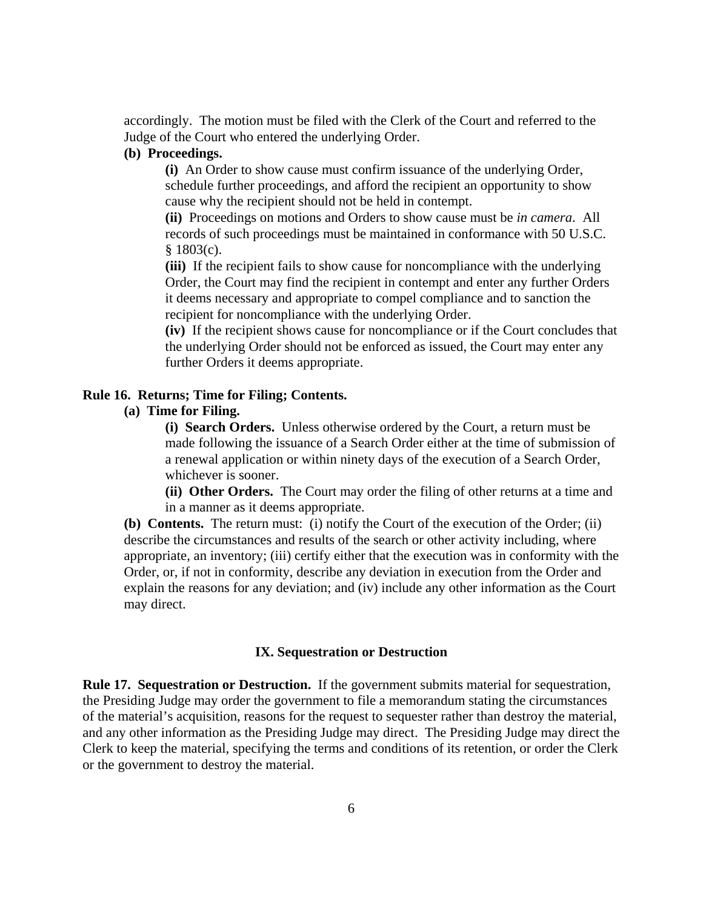accordingly. The motion must be filed with the Clerk of the Court and referred to the Judge of the Court who entered the underlying Order.

**(b) Proceedings.**

**(i)** An Order to show cause must confirm issuance of the underlying Order, schedule further proceedings, and afford the recipient an opportunity to show cause why the recipient should not be held in contempt.

**(ii)** Proceedings on motions and Orders to show cause must be *in camera*. All records of such proceedings must be maintained in conformance with 50 U.S.C. § 1803(c).

**(iii)** If the recipient fails to show cause for noncompliance with the underlying Order, the Court may find the recipient in contempt and enter any further Orders it deems necessary and appropriate to compel compliance and to sanction the recipient for noncompliance with the underlying Order.

**(iv)** If the recipient shows cause for noncompliance or if the Court concludes that the underlying Order should not be enforced as issued, the Court may enter any further Orders it deems appropriate.

**Rule 16. Returns; Time for Filing; Contents.**

**(a) Time for Filing.**

**(i) Search Orders.** Unless otherwise ordered by the Court, a return must be made following the issuance of a Search Order either at the time of submission of a renewal application or within ninety days of the execution of a Search Order, whichever is sooner.

**(ii) Other Orders.** The Court may order the filing of other returns at a time and in a manner as it deems appropriate.

**(b) Contents.** The return must: (i) notify the Court of the execution of the Order; (ii) describe the circumstances and results of the search or other activity including, where appropriate, an inventory; (iii) certify either that the execution was in conformity with the Order, or, if not in conformity, describe any deviation in execution from the Order and explain the reasons for any deviation; and (iv) include any other information as the Court may direct.

## IX. Sequestration or Destruction

**Rule 17. Sequestration or Destruction.** If the government submits material for sequestration, the Presiding Judge may order the government to file a memorandum stating the circumstances of the material's acquisition, reasons for the request to sequester rather than destroy the material, and any other information as the Presiding Judge may direct. The Presiding Judge may direct the Clerk to keep the material, specifying the terms and conditions of its retention, or order the Clerk or the government to destroy the material.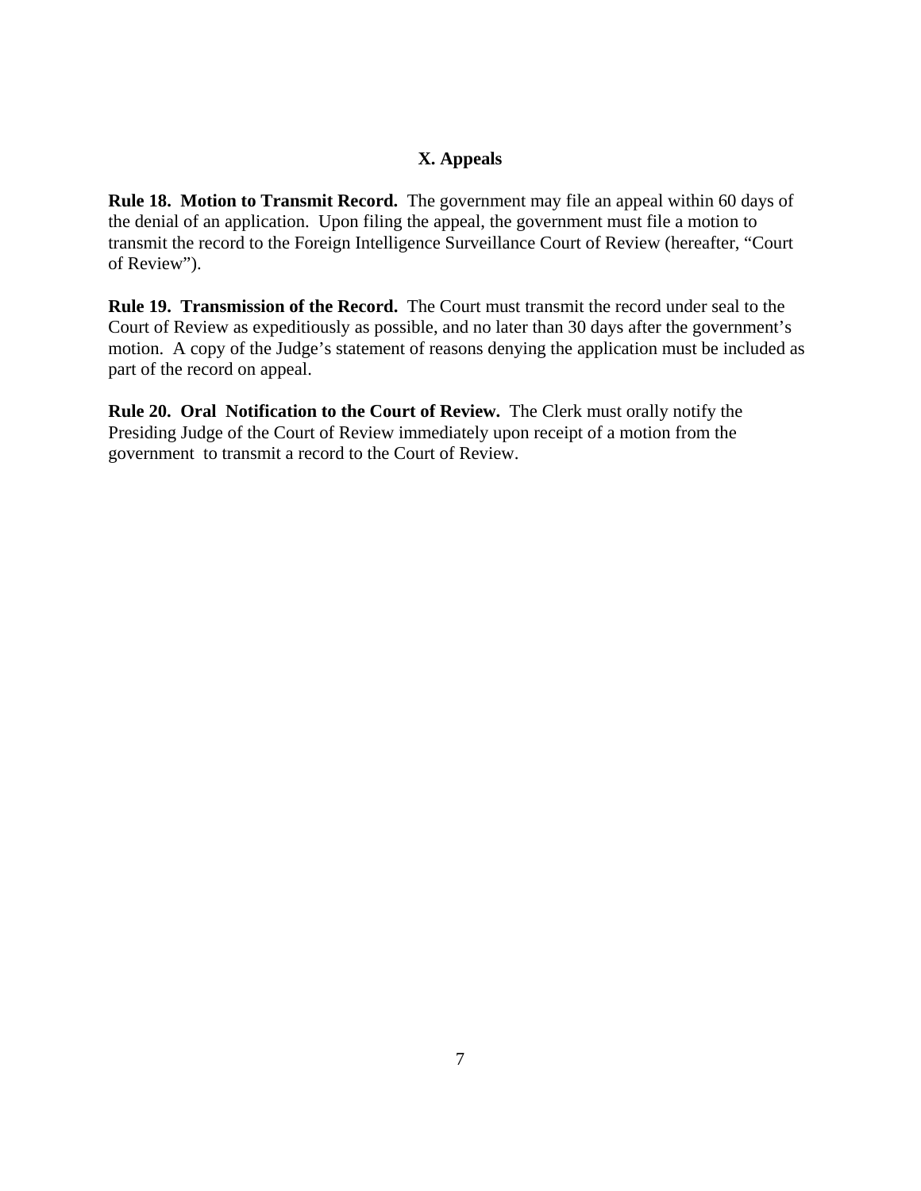## X. Appeals

**Rule 18. Motion to Transmit Record.** The government may file an appeal within 60 days of the denial of an application. Upon filing the appeal, the government must file a motion to transmit the record to the Foreign Intelligence Surveillance Court of Review (hereafter, "Court of Review").

**Rule 19. Transmission of the Record.** The Court must transmit the record under seal to the Court of Review as expeditiously as possible, and no later than 30 days after the government's motion. A copy of the Judge's statement of reasons denying the application must be included as part of the record on appeal.

**Rule 20. Oral Notification to the Court of Review.** The Clerk must orally notify the Presiding Judge of the Court of Review immediately upon receipt of a motion from the government to transmit a record to the Court of Review.